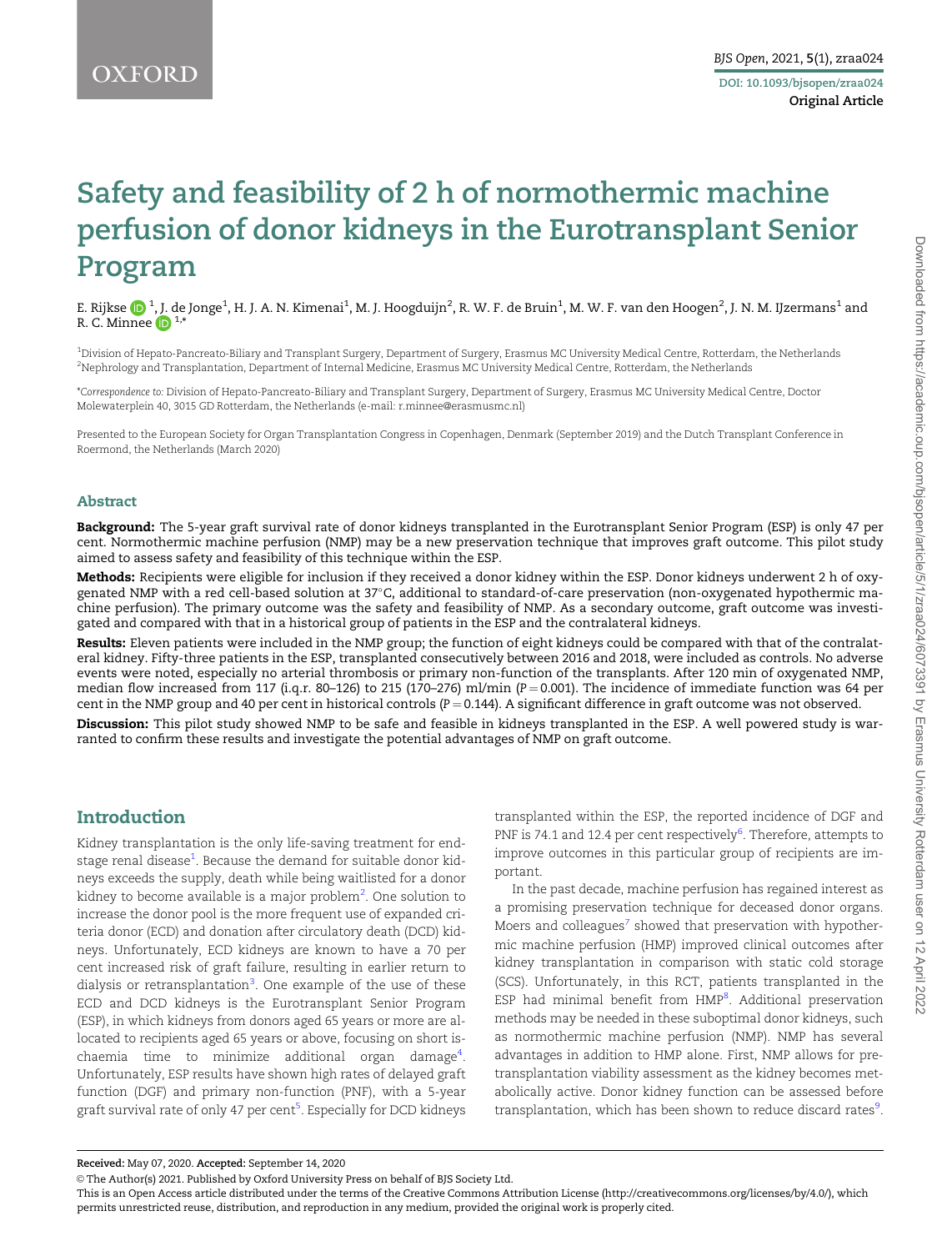# Safety and feasibility of 2 h of normothermic machine perfusion of donor kidneys in the Eurotransplant Senior Program

E. Rijkse [1], J. de Jonge [1], H. J. A. N. Kimenai [1], M. J. Hoogduijn [2], R. W. F. de Bruin [1], M. W. F. van den Hoogen [2], J. N. M. IJzermans [1] and R. C. Minnee [1,*]

[1]Division of Hepato-Pancreato-Biliary and Transplant Surgery, Department of Surgery, Erasmus MC University Medical Centre, Rotterdam, the Netherlands
[2]Nephrology and Transplantation, Department of Internal Medicine, Erasmus MC University Medical Centre, Rotterdam, the Netherlands

*Correspondence to: Division of Hepato-Pancreato-Biliary and Transplant Surgery, Department of Surgery, Erasmus MC University Medical Centre, Doctor Molewaterplein 40, 3015 GD Rotterdam, the Netherlands (e-mail: r.minnee@erasmusmc.nl)

Presented to the European Society for Organ Transplantation Congress in Copenhagen, Denmark (September 2019) and the Dutch Transplant Conference in Roermond, the Netherlands (March 2020)

## Abstract

**Background:** The 5-year graft survival rate of donor kidneys transplanted in the Eurotransplant Senior Program (ESP) is only 47 per cent. Normothermic machine perfusion (NMP) may be a new preservation technique that improves graft outcome. This pilot study aimed to assess safety and feasibility of this technique within the ESP.

**Methods:** Recipients were eligible for inclusion if they received a donor kidney within the ESP. Donor kidneys underwent 2 h of oxygenated NMP with a red cell-based solution at 37°C, additional to standard-of-care preservation (non-oxygenated hypothermic machine perfusion). The primary outcome was the safety and feasibility of NMP. As a secondary outcome, graft outcome was investigated and compared with that in a historical group of patients in the ESP and the contralateral kidneys.

**Results:** Eleven patients were included in the NMP group; the function of eight kidneys could be compared with that of the contralateral kidney. Fifty-three patients in the ESP, transplanted consecutively between 2016 and 2018, were included as controls. No adverse events were noted, especially no arterial thrombosis or primary non-function of the transplants. After 120 min of oxygenated NMP, median flow increased from 117 (i.q.r. 80–126) to 215 (170–276) ml/min ($P = 0.001$). The incidence of immediate function was 64 per cent in the NMP group and 40 per cent in historical controls ($P = 0.144$). A significant difference in graft outcome was not observed.

**Discussion:** This pilot study showed NMP to be safe and feasible in kidneys transplanted in the ESP. A well powered study is warranted to confirm these results and investigate the potential advantages of NMP on graft outcome.

## Introduction

Kidney transplantation is the only life-saving treatment for end-stage renal disease[1]. Because the demand for suitable donor kidneys exceeds the supply, death while being waitlisted for a donor kidney to become available is a major problem[2]. One solution to increase the donor pool is the more frequent use of expanded criteria donor (ECD) and donation after circulatory death (DCD) kidneys. Unfortunately, ECD kidneys are known to have a 70 per cent increased risk of graft failure, resulting in earlier return to dialysis or retransplantation[3]. One example of the use of these ECD and DCD kidneys is the Eurotransplant Senior Program (ESP), in which kidneys from donors aged 65 years or more are allocated to recipients aged 65 years or above, focusing on short ischaemia time to minimize additional organ damage[4]. Unfortunately, ESP results have shown high rates of delayed graft function (DGF) and primary non-function (PNF), with a 5-year graft survival rate of only 47 per cent[5]. Especially for DCD kidneys transplanted within the ESP, the reported incidence of DGF and PNF is 74.1 and 12.4 per cent respectively[6]. Therefore, attempts to improve outcomes in this particular group of recipients are important.

In the past decade, machine perfusion has regained interest as a promising preservation technique for deceased donor organs. Moers and colleagues[7] showed that preservation with hypothermic machine perfusion (HMP) improved clinical outcomes after kidney transplantation in comparison with static cold storage (SCS). Unfortunately, in this RCT, patients transplanted in the ESP had minimal benefit from HMP[8]. Additional preservation methods may be needed in these suboptimal donor kidneys, such as normothermic machine perfusion (NMP). NMP has several advantages in addition to HMP alone. First, NMP allows for pre-transplantation viability assessment as the kidney becomes metabolically active. Donor kidney function can be assessed before transplantation, which has been shown to reduce discard rates[9].

**Received:** May 07, 2020. **Accepted:** September 14, 2020

© The Author(s) 2021. Published by Oxford University Press on behalf of BJS Society Ltd.
This is an Open Access article distributed under the terms of the Creative Commons Attribution License (http://creativecommons.org/licenses/by/4.0/), which permits unrestricted reuse, distribution, and reproduction in any medium, provided the original work is properly cited.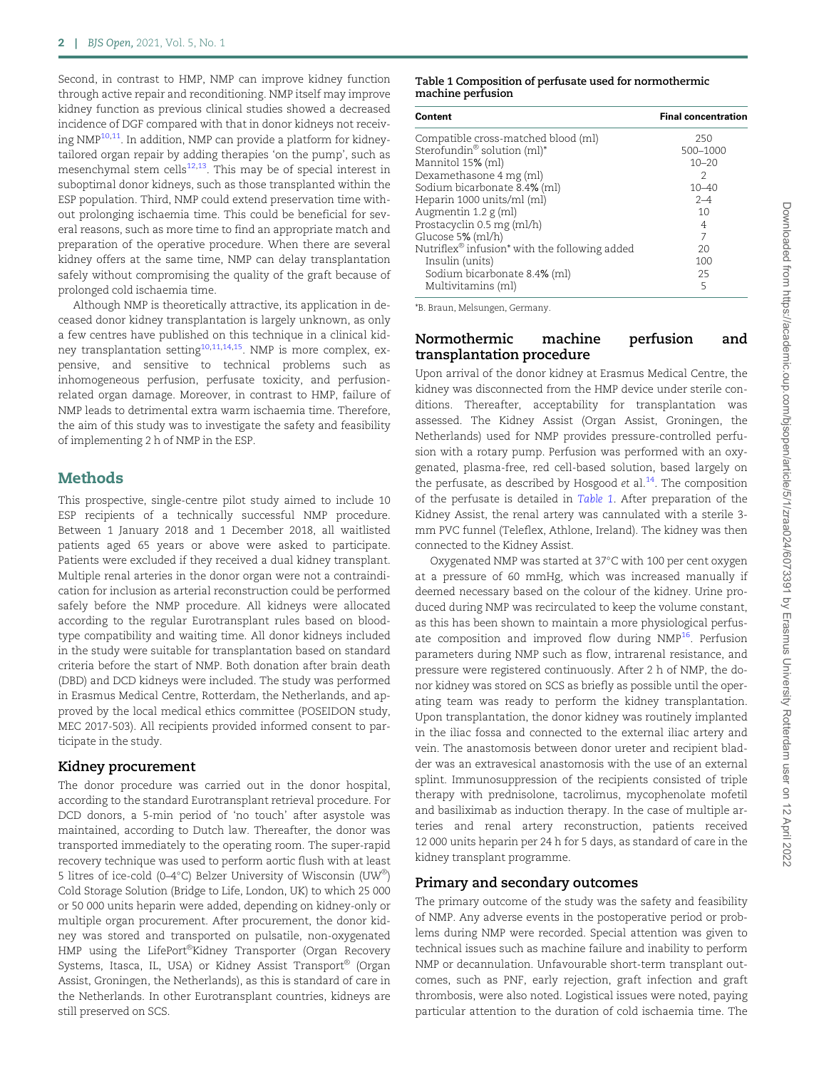Second, in contrast to HMP, NMP can improve kidney function through active repair and reconditioning. NMP itself may improve kidney function as previous clinical studies showed a decreased incidence of DGF compared with that in donor kidneys not receiving NMP[10,11]. In addition, NMP can provide a platform for kidney-tailored organ repair by adding therapies 'on the pump', such as mesenchymal stem cells[12,13]. This may be of special interest in suboptimal donor kidneys, such as those transplanted within the ESP population. Third, NMP could extend preservation time without prolonging ischaemia time. This could be beneficial for several reasons, such as more time to find an appropriate match and preparation of the operative procedure. When there are several kidney offers at the same time, NMP can delay transplantation safely without compromising the quality of the graft because of prolonged cold ischaemia time.

Although NMP is theoretically attractive, its application in deceased donor kidney transplantation is largely unknown, as only a few centres have published on this technique in a clinical kidney transplantation setting[10,11,14,15]. NMP is more complex, expensive, and sensitive to technical problems such as inhomogeneous perfusion, perfusate toxicity, and perfusion-related organ damage. Moreover, in contrast to HMP, failure of NMP leads to detrimental extra warm ischaemia time. Therefore, the aim of this study was to investigate the safety and feasibility of implementing 2 h of NMP in the ESP.

## Methods

This prospective, single-centre pilot study aimed to include 10 ESP recipients of a technically successful NMP procedure. Between 1 January 2018 and 1 December 2018, all waitlisted patients aged 65 years or above were asked to participate. Patients were excluded if they received a dual kidney transplant. Multiple renal arteries in the donor organ were not a contraindication for inclusion as arterial reconstruction could be performed safely before the NMP procedure. All kidneys were allocated according to the regular Eurotransplant rules based on blood-type compatibility and waiting time. All donor kidneys included in the study were suitable for transplantation based on standard criteria before the start of NMP. Both donation after brain death (DBD) and DCD kidneys were included. The study was performed in Erasmus Medical Centre, Rotterdam, the Netherlands, and approved by the local medical ethics committee (POSEIDON study, MEC 2017-503). All recipients provided informed consent to participate in the study.

### Kidney procurement

The donor procedure was carried out in the donor hospital, according to the standard Eurotransplant retrieval procedure. For DCD donors, a 5-min period of 'no touch' after asystole was maintained, according to Dutch law. Thereafter, the donor was transported immediately to the operating room. The super-rapid recovery technique was used to perform aortic flush with at least 5 litres of ice-cold (0–4°C) Belzer University of Wisconsin (UW®) Cold Storage Solution (Bridge to Life, London, UK) to which 25 000 or 50 000 units heparin were added, depending on kidney-only or multiple organ procurement. After procurement, the donor kidney was stored and transported on pulsatile, non-oxygenated HMP using the LifePort®Kidney Transporter (Organ Recovery Systems, Itasca, IL, USA) or Kidney Assist Transport® (Organ Assist, Groningen, the Netherlands), as this is standard of care in the Netherlands. In other Eurotransplant countries, kidneys are still preserved on SCS.

**Table 1 Composition of perfusate used for normothermic machine perfusion**

| Content | Final concentration |
|---|---|
| Compatible cross-matched blood (ml) | 250 |
| Sterofundin® solution (ml)* | 500–1000 |
| Mannitol 15% (ml) | 10–20 |
| Dexamethasone 4 mg (ml) | 2 |
| Sodium bicarbonate 8.4% (ml) | 10–40 |
| Heparin 1000 units/ml (ml) | 2–4 |
| Augmentin 1.2 g (ml) | 10 |
| Prostacyclin 0.5 mg (ml/h) | 4 |
| Glucose 5% (ml/h) | 7 |
| Nutriflex® infusion* with the following added | 20 |
| Insulin (units) | 100 |
| Sodium bicarbonate 8.4% (ml) | 25 |
| Multivitamins (ml) | 5 |

*B. Braun, Melsungen, Germany.

### Normothermic machine perfusion and transplantation procedure

Upon arrival of the donor kidney at Erasmus Medical Centre, the kidney was disconnected from the HMP device under sterile conditions. Thereafter, acceptability for transplantation was assessed. The Kidney Assist (Organ Assist, Groningen, the Netherlands) used for NMP provides pressure-controlled perfusion with a rotary pump. Perfusion was performed with an oxygenated, plasma-free, red cell-based solution, based largely on the perfusate, as described by Hosgood *et al.*[14]. The composition of the perfusate is detailed in *Table 1*. After preparation of the Kidney Assist, the renal artery was cannulated with a sterile 3-mm PVC funnel (Teleflex, Athlone, Ireland). The kidney was then connected to the Kidney Assist.

Oxygenated NMP was started at 37°C with 100 per cent oxygen at a pressure of 60 mmHg, which was increased manually if deemed necessary based on the colour of the kidney. Urine produced during NMP was recirculated to keep the volume constant, as this has been shown to maintain a more physiological perfusate composition and improved flow during NMP[16]. Perfusion parameters during NMP such as flow, intrarenal resistance, and pressure were registered continuously. After 2 h of NMP, the donor kidney was stored on SCS as briefly as possible until the operating team was ready to perform the kidney transplantation. Upon transplantation, the donor kidney was routinely implanted in the iliac fossa and connected to the external iliac artery and vein. The anastomosis between donor ureter and recipient bladder was an extravesical anastomosis with the use of an external splint. Immunosuppression of the recipients consisted of triple therapy with prednisolone, tacrolimus, mycophenolate mofetil and basiliximab as induction therapy. In the case of multiple arteries and renal artery reconstruction, patients received 12 000 units heparin per 24 h for 5 days, as standard of care in the kidney transplant programme.

### Primary and secondary outcomes

The primary outcome of the study was the safety and feasibility of NMP. Any adverse events in the postoperative period or problems during NMP were recorded. Special attention was given to technical issues such as machine failure and inability to perform NMP or decannulation. Unfavourable short-term transplant outcomes, such as PNF, early rejection, graft infection and graft thrombosis, were also noted. Logistical issues were noted, paying particular attention to the duration of cold ischaemia time. The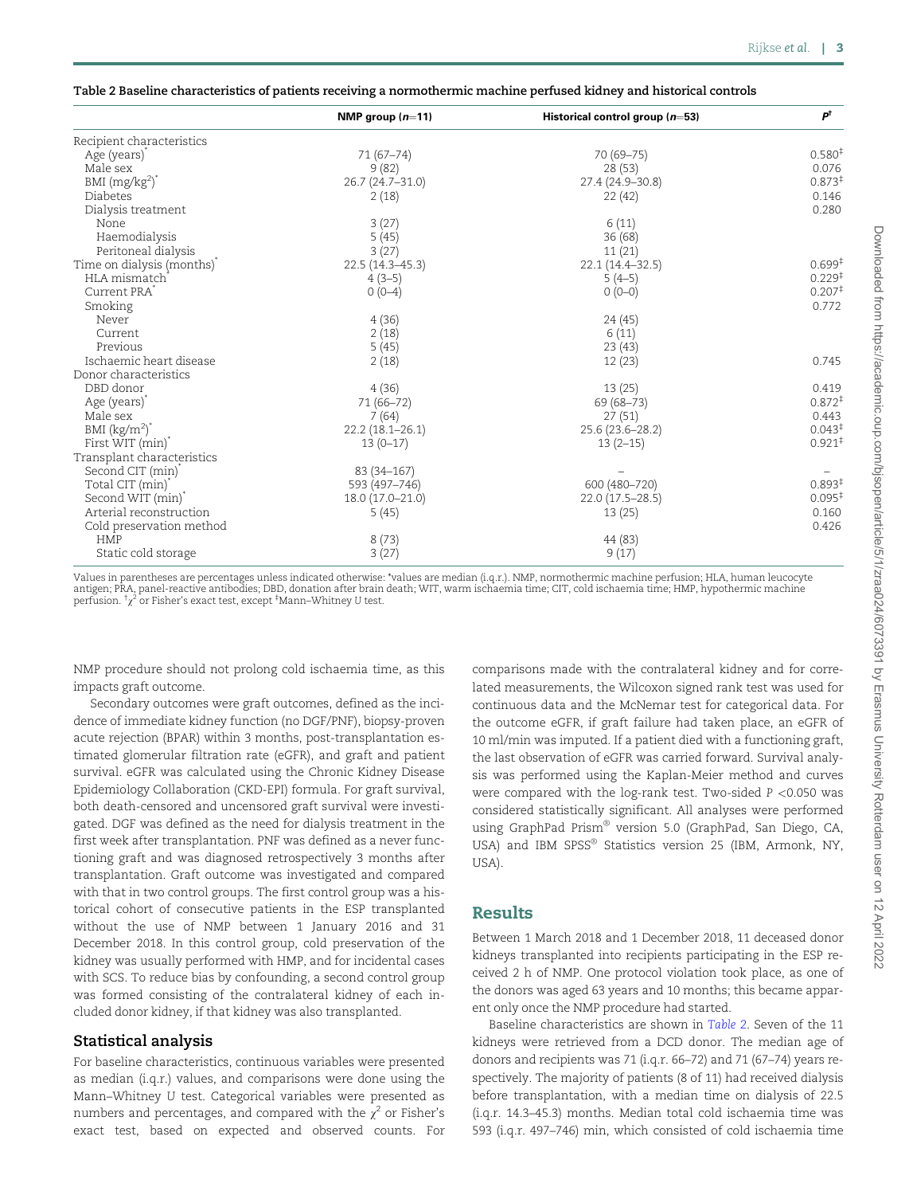**Table 2 Baseline characteristics of patients receiving a normothermic machine perfused kidney and historical controls**

| | NMP group (n=11) | Historical control group (n=53) | P† |
|---|---|---|---|
| Recipient characteristics | | | |
| Age (years)* | 71 (67–74) | 70 (69–75) | 0.580‡ |
| Male sex | 9 (82) | 28 (53) | 0.076 |
| BMI (mg/kg²)* | 26.7 (24.7–31.0) | 27.4 (24.9–30.8) | 0.873‡ |
| Diabetes | 2 (18) | 22 (42) | 0.146 |
| Dialysis treatment | | | 0.280 |
| None | 3 (27) | 6 (11) | |
| Haemodialysis | 5 (45) | 36 (68) | |
| Peritoneal dialysis | 3 (27) | 11 (21) | |
| Time on dialysis (months)* | 22.5 (14.3–45.3) | 22.1 (14.4–32.5) | 0.699‡ |
| HLA mismatch* | 4 (3–5) | 5 (4–5) | 0.229‡ |
| Current PRA* | 0 (0–4) | 0 (0–0) | 0.207‡ |
| Smoking | | | 0.772 |
| Never | 4 (36) | 24 (45) | |
| Current | 2 (18) | 6 (11) | |
| Previous | 5 (45) | 23 (43) | |
| Ischaemic heart disease | 2 (18) | 12 (23) | 0.745 |
| Donor characteristics | | | |
| DBD donor | 4 (36) | 13 (25) | 0.419 |
| Age (years)* | 71 (66–72) | 69 (68–73) | 0.872‡ |
| Male sex | 7 (64) | 27 (51) | 0.443 |
| BMI (kg/m²)* | 22.2 (18.1–26.1) | 25.6 (23.6–28.2) | 0.043‡ |
| First WIT (min)* | 13 (0–17) | 13 (2–15) | 0.921‡ |
| Transplant characteristics | | | |
| Second CIT (min)* | 83 (34–167) | – | – |
| Total CIT (min)* | 593 (497–746) | 600 (480–720) | 0.893‡ |
| Second WIT (min)* | 18.0 (17.0–21.0) | 22.0 (17.5–28.5) | 0.095‡ |
| Arterial reconstruction | 5 (45) | 13 (25) | 0.160 |
| Cold preservation method | | | 0.426 |
| HMP | 8 (73) | 44 (83) | |
| Static cold storage | 3 (27) | 9 (17) | |

Values in parentheses are percentages unless indicated otherwise: *values are median (i.q.r.). NMP, normothermic machine perfusion; HLA, human leucocyte antigen; PRA, panel-reactive antibodies; DBD, donation after brain death; WIT, warm ischaemia time; CIT, cold ischaemia time; HMP, hypothermic machine perfusion. †$\chi^2$ or Fisher's exact test, except ‡Mann–Whitney U test.

NMP procedure should not prolong cold ischaemia time, as this impacts graft outcome.

Secondary outcomes were graft outcomes, defined as the incidence of immediate kidney function (no DGF/PNF), biopsy-proven acute rejection (BPAR) within 3 months, post-transplantation estimated glomerular filtration rate (eGFR), and graft and patient survival. eGFR was calculated using the Chronic Kidney Disease Epidemiology Collaboration (CKD-EPI) formula. For graft survival, both death-censored and uncensored graft survival were investigated. DGF was defined as the need for dialysis treatment in the first week after transplantation. PNF was defined as a never functioning graft and was diagnosed retrospectively 3 months after transplantation. Graft outcome was investigated and compared with that in two control groups. The first control group was a historical cohort of consecutive patients in the ESP transplanted without the use of NMP between 1 January 2016 and 31 December 2018. In this control group, cold preservation of the kidney was usually performed with HMP, and for incidental cases with SCS. To reduce bias by confounding, a second control group was formed consisting of the contralateral kidney of each included donor kidney, if that kidney was also transplanted.

## Statistical analysis

For baseline characteristics, continuous variables were presented as median (i.q.r.) values, and comparisons were done using the Mann–Whitney U test. Categorical variables were presented as numbers and percentages, and compared with the $\chi^2$ or Fisher's exact test, based on expected and observed counts. For comparisons made with the contralateral kidney and for correlated measurements, the Wilcoxon signed rank test was used for continuous data and the McNemar test for categorical data. For the outcome eGFR, if graft failure had taken place, an eGFR of 10 ml/min was imputed. If a patient died with a functioning graft, the last observation of eGFR was carried forward. Survival analysis was performed using the Kaplan-Meier method and curves were compared with the log-rank test. Two-sided $P < 0.050$ was considered statistically significant. All analyses were performed using GraphPad Prism® version 5.0 (GraphPad, San Diego, CA, USA) and IBM SPSS® Statistics version 25 (IBM, Armonk, NY, USA).

## Results

Between 1 March 2018 and 1 December 2018, 11 deceased donor kidneys transplanted into recipients participating in the ESP received 2 h of NMP. One protocol violation took place, as one of the donors was aged 63 years and 10 months; this became apparent only once the NMP procedure had started.

Baseline characteristics are shown in *Table 2*. Seven of the 11 kidneys were retrieved from a DCD donor. The median age of donors and recipients was 71 (i.q.r. 66–72) and 71 (67–74) years respectively. The majority of patients (8 of 11) had received dialysis before transplantation, with a median time on dialysis of 22.5 (i.q.r. 14.3–45.3) months. Median total cold ischaemia time was 593 (i.q.r. 497–746) min, which consisted of cold ischaemia time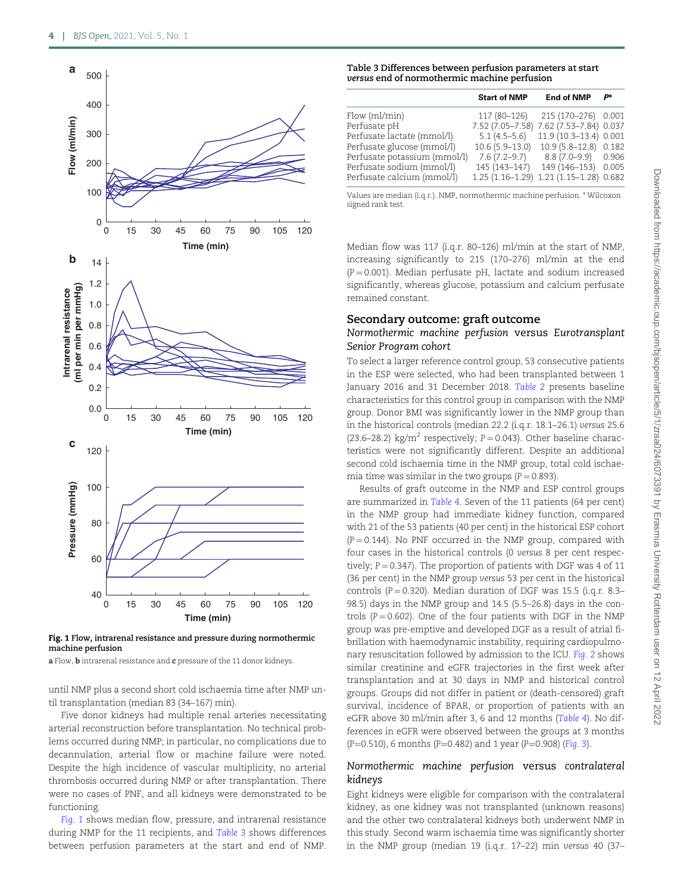**Fig. 1 Flow, intrarenal resistance and pressure during normothermic machine perfusion**

**a** Flow, **b** intrarenal resistance and **c** pressure of the 11 donor kidneys.

until NMP plus a second short cold ischaemia time after NMP until transplantation (median 83 (34–167) min).

Five donor kidneys had multiple renal arteries necessitating arterial reconstruction before transplantation. No technical problems occurred during NMP; in particular, no complications due to decannulation, arterial flow or machine failure were noted. Despite the high incidence of vascular multiplicity, no arterial thrombosis occurred during NMP or after transplantation. There were no cases of PNF, and all kidneys were demonstrated to be functioning.

*Fig. 1* shows median flow, pressure, and intrarenal resistance during NMP for the 11 recipients, and *Table 3* shows differences between perfusion parameters at the start and end of NMP.

**Table 3 Differences between perfusion parameters at start *versus* end of normothermic machine perfusion**

| | Start of NMP | End of NMP | P* |
|---|---|---|---|
| Flow (ml/min) | 117 (80–126) | 215 (170–276) | 0.001 |
| Perfusate pH | 7.52 (7.05–7.58) | 7.62 (7.53–7.84) | 0.037 |
| Perfusate lactate (mmol/l) | 5.1 (4.5–5.6) | 11.9 (10.3–13.4) | 0.001 |
| Perfusate glucose (mmol/l) | 10.6 (5.9–13.0) | 10.9 (5.8–12.8) | 0.182 |
| Perfusate potassium (mmol/l) | 7.6 (7.2–9.7) | 8.8 (7.0–9.9) | 0.906 |
| Perfusate sodium (mmol/l) | 145 (143–147) | 149 (146–153) | 0.005 |
| Perfusate calcium (mmol/l) | 1.25 (1.16–1.29) | 1.21 (1.15–1.28) | 0.682 |

Values are median (i.q.r.). NMP, normothermic machine perfusion. * Wilcoxon signed rank test.

Median flow was 117 (i.q.r. 80–126) ml/min at the start of NMP, increasing significantly to 215 (170–276) ml/min at the end ($P = 0.001$). Median perfusate pH, lactate and sodium increased significantly, whereas glucose, potassium and calcium perfusate remained constant.

## Secondary outcome: graft outcome

### *Normothermic machine perfusion* versus *Eurotransplant Senior Program cohort*

To select a larger reference control group, 53 consecutive patients in the ESP were selected, who had been transplanted between 1 January 2016 and 31 December 2018. *Table 2* presents baseline characteristics for this control group in comparison with the NMP group. Donor BMI was significantly lower in the NMP group than in the historical controls (median 22.2 (i.q.r. 18.1–26.1) *versus* 25.6 (23.6–28.2) kg/m$^2$ respectively; $P = 0.043$). Other baseline characteristics were not significantly different. Despite an additional second cold ischaemia time in the NMP group, total cold ischaemia time was similar in the two groups ($P = 0.893$).

Results of graft outcome in the NMP and ESP control groups are summarized in *Table 4*. Seven of the 11 patients (64 per cent) in the NMP group had immediate kidney function, compared with 21 of the 53 patients (40 per cent) in the historical ESP cohort ($P = 0.144$). No PNF occurred in the NMP group, compared with four cases in the historical controls (0 *versus* 8 per cent respectively; $P = 0.347$). The proportion of patients with DGF was 4 of 11 (36 per cent) in the NMP group *versus* 53 per cent in the historical controls ($P = 0.320$). Median duration of DGF was 15.5 (i.q.r. 8.3–98.5) days in the NMP group and 14.5 (5.5–26.8) days in the controls ($P = 0.602$). One of the four patients with DGF in the NMP group was pre-emptive and developed DGF as a result of atrial fibrillation with haemodynamic instability, requiring cardiopulmonary resuscitation followed by admission to the ICU. *Fig. 2* shows similar creatinine and eGFR trajectories in the first week after transplantation and at 30 days in NMP and historical control groups. Groups did not differ in patient or (death-censored) graft survival, incidence of BPAR, or proportion of patients with an eGFR above 30 ml/min after 3, 6 and 12 months (*Table 4*). No differences in eGFR were observed between the groups at 3 months ($P = 0.510$), 6 months ($P = 0.482$) and 1 year ($P = 0.908$) (*Fig. 3*).

### *Normothermic machine perfusion* versus *contralateral kidneys*

Eight kidneys were eligible for comparison with the contralateral kidney, as one kidney was not transplanted (unknown reasons) and the other two contralateral kidneys both underwent NMP in this study. Second warm ischaemia time was significantly shorter in the NMP group (median 19 (i.q.r. 17–22) min *versus* 40 (37–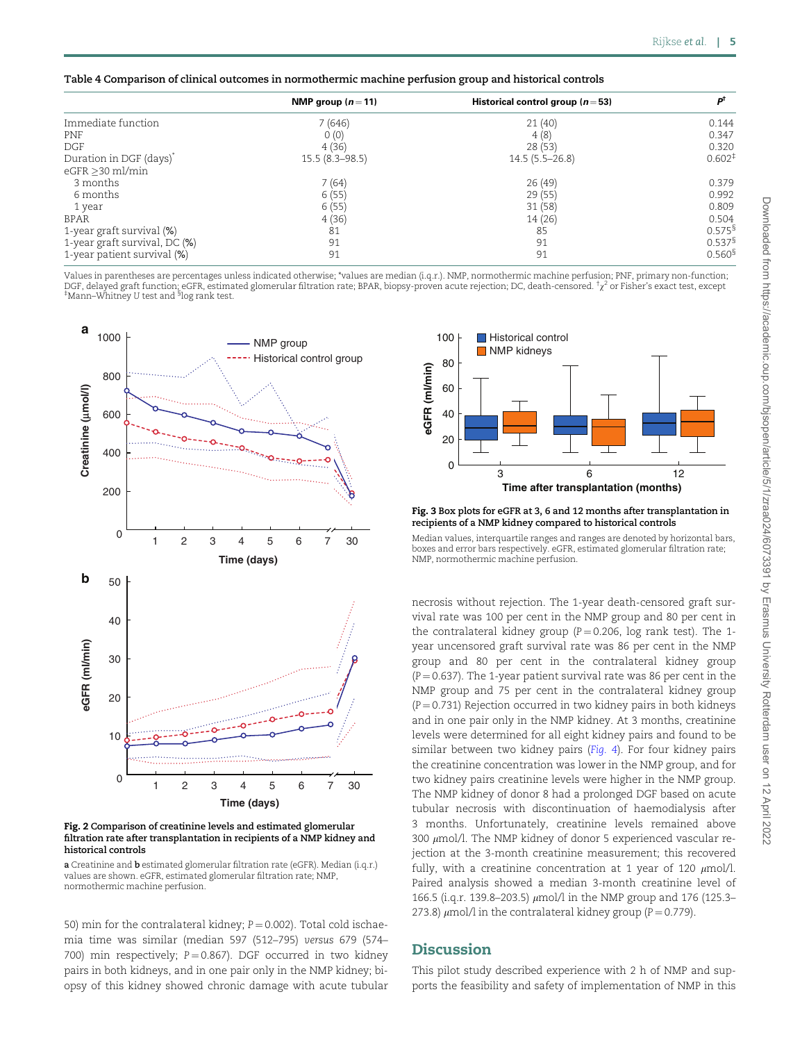**Table 4 Comparison of clinical outcomes in normothermic machine perfusion group and historical controls**

| | NMP group (n = 11) | Historical control group (n = 53) | $P^{\dagger}$ |
|---|---|---|---|
| Immediate function | 7 (646) | 21 (40) | 0.144 |
| PNF | 0 (0) | 4 (8) | 0.347 |
| DGF | 4 (36) | 28 (53) | 0.320 |
| Duration in DGF (days)* | 15.5 (8.3–98.5) | 14.5 (5.5–26.8) | 0.602‡ |
| eGFR ≥30 ml/min | | | |
| 3 months | 7 (64) | 26 (49) | 0.379 |
| 6 months | 6 (55) | 29 (55) | 0.992 |
| 1 year | 6 (55) | 31 (58) | 0.809 |
| BPAR | 4 (36) | 14 (26) | 0.504 |
| 1-year graft survival (%) | 81 | 85 | 0.575§ |
| 1-year graft survival, DC (%) | 91 | 91 | 0.537§ |
| 1-year patient survival (%) | 91 | 91 | 0.560§ |

Values in parentheses are percentages unless indicated otherwise; *values are median (i.q.r.). NMP, normothermic machine perfusion; PNF, primary non-function; DGF, delayed graft function; eGFR, estimated glomerular filtration rate; BPAR, biopsy-proven acute rejection; DC, death-censored. †$\chi^2$ or Fisher's exact test, except ‡Mann–Whitney U test and §log rank test.

**Fig. 2 Comparison of creatinine levels and estimated glomerular filtration rate after transplantation in recipients of a NMP kidney and historical controls**

**a** Creatinine and **b** estimated glomerular filtration rate (eGFR). Median (i.q.r.) values are shown. eGFR, estimated glomerular filtration rate; NMP, normothermic machine perfusion.

**Fig. 3 Box plots for eGFR at 3, 6 and 12 months after transplantation in recipients of a NMP kidney compared to historical controls**

Median values, interquartile ranges and ranges are denoted by horizontal bars, boxes and error bars respectively. eGFR, estimated glomerular filtration rate; NMP, normothermic machine perfusion.

50) min for the contralateral kidney; $P = 0.002$). Total cold ischaemia time was similar (median 597 (512–795) *versus* 679 (574–700) min respectively; $P = 0.867$). DGF occurred in two kidney pairs in both kidneys, and in one pair only in the NMP kidney; biopsy of this kidney showed chronic damage with acute tubular necrosis without rejection. The 1-year death-censored graft survival rate was 100 per cent in the NMP group and 80 per cent in the contralateral kidney group ($P = 0.206$, log rank test). The 1-year uncensored graft survival rate was 86 per cent in the NMP group and 80 per cent in the contralateral kidney group ($P = 0.637$). The 1-year patient survival rate was 86 per cent in the NMP group and 75 per cent in the contralateral kidney group ($P = 0.731$) Rejection occurred in two kidney pairs in both kidneys and in one pair only in the NMP kidney. At 3 months, creatinine levels were determined for all eight kidney pairs and found to be similar between two kidney pairs (*Fig. 4*). For four kidney pairs the creatinine concentration was lower in the NMP group, and for two kidney pairs creatinine levels were higher in the NMP group. The NMP kidney of donor 8 had a prolonged DGF based on acute tubular necrosis with discontinuation of haemodialysis after 3 months. Unfortunately, creatinine levels remained above 300 µmol/l. The NMP kidney of donor 5 experienced vascular rejection at the 3-month creatinine measurement; this recovered fully, with a creatinine concentration at 1 year of 120 µmol/l. Paired analysis showed a median 3-month creatinine level of 166.5 (i.q.r. 139.8–203.5) µmol/l in the NMP group and 176 (125.3–273.8) µmol/l in the contralateral kidney group ($P = 0.779$).

## Discussion

This pilot study described experience with 2 h of NMP and supports the feasibility and safety of implementation of NMP in this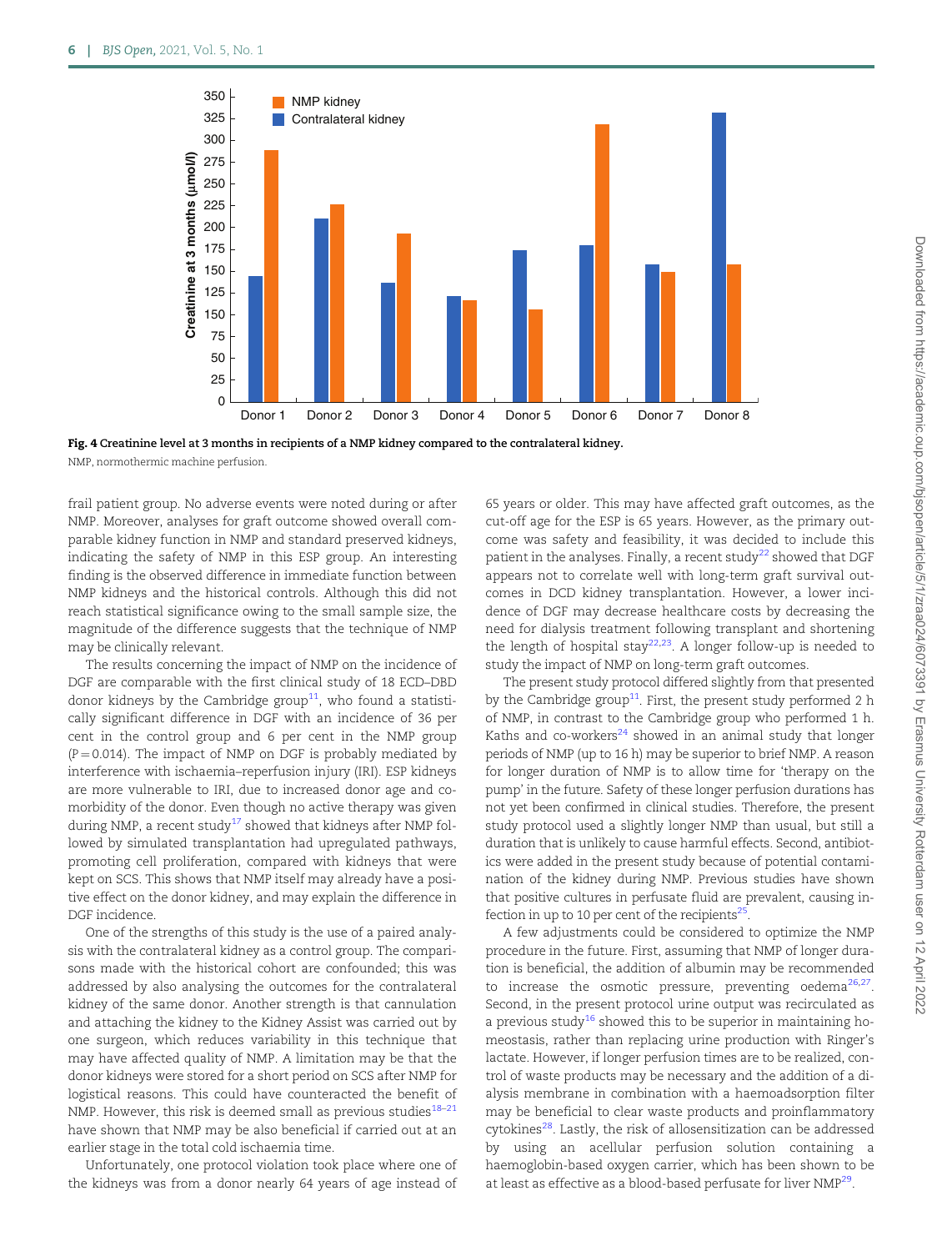Fig. 4 Creatinine level at 3 months in recipients of a NMP kidney compared to the contralateral kidney.

NMP, normothermic machine perfusion.

frail patient group. No adverse events were noted during or after NMP. Moreover, analyses for graft outcome showed overall comparable kidney function in NMP and standard preserved kidneys, indicating the safety of NMP in this ESP group. An interesting finding is the observed difference in immediate function between NMP kidneys and the historical controls. Although this did not reach statistical significance owing to the small sample size, the magnitude of the difference suggests that the technique of NMP may be clinically relevant.

The results concerning the impact of NMP on the incidence of DGF are comparable with the first clinical study of 18 ECD–DBD donor kidneys by the Cambridge group[11], who found a statistically significant difference in DGF with an incidence of 36 per cent in the control group and 6 per cent in the NMP group ($P = 0.014$). The impact of NMP on DGF is probably mediated by interference with ischaemia–reperfusion injury (IRI). ESP kidneys are more vulnerable to IRI, due to increased donor age and comorbidity of the donor. Even though no active therapy was given during NMP, a recent study[17] showed that kidneys after NMP followed by simulated transplantation had upregulated pathways, promoting cell proliferation, compared with kidneys that were kept on SCS. This shows that NMP itself may already have a positive effect on the donor kidney, and may explain the difference in DGF incidence.

One of the strengths of this study is the use of a paired analysis with the contralateral kidney as a control group. The comparisons made with the historical cohort are confounded; this was addressed by also analysing the outcomes for the contralateral kidney of the same donor. Another strength is that cannulation and attaching the kidney to the Kidney Assist was carried out by one surgeon, which reduces variability in this technique that may have affected quality of NMP. A limitation may be that the donor kidneys were stored for a short period on SCS after NMP for logistical reasons. This could have counteracted the benefit of NMP. However, this risk is deemed small as previous studies[18–21] have shown that NMP may be also beneficial if carried out at an earlier stage in the total cold ischaemia time.

Unfortunately, one protocol violation took place where one of the kidneys was from a donor nearly 64 years of age instead of 65 years or older. This may have affected graft outcomes, as the cut-off age for the ESP is 65 years. However, as the primary outcome was safety and feasibility, it was decided to include this patient in the analyses. Finally, a recent study[22] showed that DGF appears not to correlate well with long-term graft survival outcomes in DCD kidney transplantation. However, a lower incidence of DGF may decrease healthcare costs by decreasing the need for dialysis treatment following transplant and shortening the length of hospital stay[22,23]. A longer follow-up is needed to study the impact of NMP on long-term graft outcomes.

The present study protocol differed slightly from that presented by the Cambridge group[11]. First, the present study performed 2 h of NMP, in contrast to the Cambridge group who performed 1 h. Kaths and co-workers[24] showed in an animal study that longer periods of NMP (up to 16 h) may be superior to brief NMP. A reason for longer duration of NMP is to allow time for 'therapy on the pump' in the future. Safety of these longer perfusion durations has not yet been confirmed in clinical studies. Therefore, the present study protocol used a slightly longer NMP than usual, but still a duration that is unlikely to cause harmful effects. Second, antibiotics were added in the present study because of potential contamination of the kidney during NMP. Previous studies have shown that positive cultures in perfusate fluid are prevalent, causing infection in up to 10 per cent of the recipients[25].

A few adjustments could be considered to optimize the NMP procedure in the future. First, assuming that NMP of longer duration is beneficial, the addition of albumin may be recommended to increase the osmotic pressure, preventing oedema[26,27]. Second, in the present protocol urine output was recirculated as a previous study[16] showed this to be superior in maintaining homeostasis, rather than replacing urine production with Ringer's lactate. However, if longer perfusion times are to be realized, control of waste products may be necessary and the addition of a dialysis membrane in combination with a haemoadsorption filter may be beneficial to clear waste products and proinflammatory cytokines[28]. Lastly, the risk of allosensitization can be addressed by using an acellular perfusion solution containing a haemoglobin-based oxygen carrier, which has been shown to be at least as effective as a blood-based perfusate for liver NMP[29].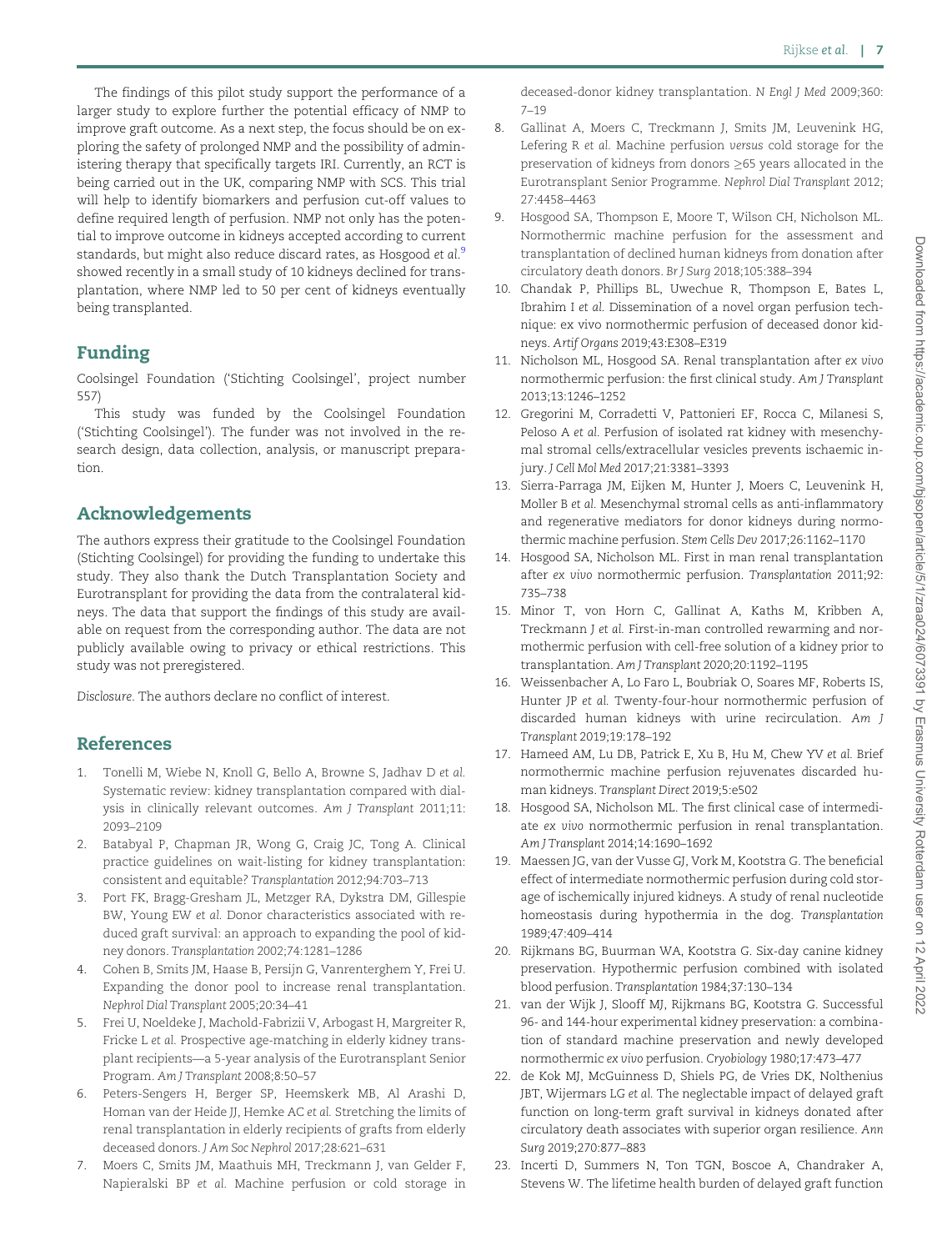The findings of this pilot study support the performance of a larger study to explore further the potential efficacy of NMP to improve graft outcome. As a next step, the focus should be on exploring the safety of prolonged NMP and the possibility of administering therapy that specifically targets IRI. Currently, an RCT is being carried out in the UK, comparing NMP with SCS. This trial will help to identify biomarkers and perfusion cut-off values to define required length of perfusion. NMP not only has the potential to improve outcome in kidneys accepted according to current standards, but might also reduce discard rates, as Hosgood *et al.*[9] showed recently in a small study of 10 kidneys declined for transplantation, where NMP led to 50 per cent of kidneys eventually being transplanted.

## Funding

Coolsingel Foundation ('Stichting Coolsingel', project number 557)

This study was funded by the Coolsingel Foundation ('Stichting Coolsingel'). The funder was not involved in the research design, data collection, analysis, or manuscript preparation.

## Acknowledgements

The authors express their gratitude to the Coolsingel Foundation (Stichting Coolsingel) for providing the funding to undertake this study. They also thank the Dutch Transplantation Society and Eurotransplant for providing the data from the contralateral kidneys. The data that support the findings of this study are available on request from the corresponding author. The data are not publicly available owing to privacy or ethical restrictions. This study was not preregistered.

*Disclosure*. The authors declare no conflict of interest.

## References

1. Tonelli M, Wiebe N, Knoll G, Bello A, Browne S, Jadhav D *et al.* Systematic review: kidney transplantation compared with dialysis in clinically relevant outcomes. *Am J Transplant* 2011;11: 2093–2109
2. Batabyal P, Chapman JR, Wong G, Craig JC, Tong A. Clinical practice guidelines on wait-listing for kidney transplantation: consistent and equitable? *Transplantation* 2012;94:703–713
3. Port FK, Bragg-Gresham JL, Metzger RA, Dykstra DM, Gillespie BW, Young EW *et al.* Donor characteristics associated with reduced graft survival: an approach to expanding the pool of kidney donors. *Transplantation* 2002;74:1281–1286
4. Cohen B, Smits JM, Haase B, Persijn G, Vanrenterghem Y, Frei U. Expanding the donor pool to increase renal transplantation. *Nephrol Dial Transplant* 2005;20:34–41
5. Frei U, Noeldeke J, Machold-Fabrizii V, Arbogast H, Margreiter R, Fricke L *et al.* Prospective age-matching in elderly kidney transplant recipients—a 5-year analysis of the Eurotransplant Senior Program. *Am J Transplant* 2008;8:50–57
6. Peters-Sengers H, Berger SP, Heemskerk MB, Al Arashi D, Homan van der Heide JJ, Hemke AC *et al.* Stretching the limits of renal transplantation in elderly recipients of grafts from elderly deceased donors. *J Am Soc Nephrol* 2017;28:621–631
7. Moers C, Smits JM, Maathuis MH, Treckmann J, van Gelder F, Napieralski BP *et al.* Machine perfusion or cold storage in deceased-donor kidney transplantation. *N Engl J Med* 2009;360: 7–19
8. Gallinat A, Moers C, Treckmann J, Smits JM, Leuvenink HG, Lefering R *et al.* Machine perfusion *versus* cold storage for the preservation of kidneys from donors ≥65 years allocated in the Eurotransplant Senior Programme. *Nephrol Dial Transplant* 2012; 27:4458–4463
9. Hosgood SA, Thompson E, Moore T, Wilson CH, Nicholson ML. Normothermic machine perfusion for the assessment and transplantation of declined human kidneys from donation after circulatory death donors. *Br J Surg* 2018;105:388–394
10. Chandak P, Phillips BL, Uwechue R, Thompson E, Bates L, Ibrahim I *et al.* Dissemination of a novel organ perfusion technique: ex vivo normothermic perfusion of deceased donor kidneys. *Artif Organs* 2019;43:E308–E319
11. Nicholson ML, Hosgood SA. Renal transplantation after *ex vivo* normothermic perfusion: the first clinical study. *Am J Transplant* 2013;13:1246–1252
12. Gregorini M, Corradetti V, Pattonieri EF, Rocca C, Milanesi S, Peloso A *et al.* Perfusion of isolated rat kidney with mesenchymal stromal cells/extracellular vesicles prevents ischaemic injury. *J Cell Mol Med* 2017;21:3381–3393
13. Sierra-Parraga JM, Eijken M, Hunter J, Moers C, Leuvenink H, Moller B *et al.* Mesenchymal stromal cells as anti-inflammatory and regenerative mediators for donor kidneys during normothermic machine perfusion. *Stem Cells Dev* 2017;26:1162–1170
14. Hosgood SA, Nicholson ML. First in man renal transplantation after *ex vivo* normothermic perfusion. *Transplantation* 2011;92: 735–738
15. Minor T, von Horn C, Gallinat A, Kaths M, Kribben A, Treckmann J *et al.* First-in-man controlled rewarming and normothermic perfusion with cell-free solution of a kidney prior to transplantation. *Am J Transplant* 2020;20:1192–1195
16. Weissenbacher A, Lo Faro L, Boubriak O, Soares MF, Roberts IS, Hunter JP *et al.* Twenty-four-hour normothermic perfusion of discarded human kidneys with urine recirculation. *Am J Transplant* 2019;19:178–192
17. Hameed AM, Lu DB, Patrick E, Xu B, Hu M, Chew YV *et al.* Brief normothermic machine perfusion rejuvenates discarded human kidneys. *Transplant Direct* 2019;5:e502
18. Hosgood SA, Nicholson ML. The first clinical case of intermediate *ex vivo* normothermic perfusion in renal transplantation. *Am J Transplant* 2014;14:1690–1692
19. Maessen JG, van der Vusse GJ, Vork M, Kootstra G. The beneficial effect of intermediate normothermic perfusion during cold storage of ischemically injured kidneys. A study of renal nucleotide homeostasis during hypothermia in the dog. *Transplantation* 1989;47:409–414
20. Rijkmans BG, Buurman WA, Kootstra G. Six-day canine kidney preservation. Hypothermic perfusion combined with isolated blood perfusion. *Transplantation* 1984;37:130–134
21. van der Wijk J, Slooff MJ, Rijkmans BG, Kootstra G. Successful 96- and 144-hour experimental kidney preservation: a combination of standard machine preservation and newly developed normothermic *ex vivo* perfusion. *Cryobiology* 1980;17:473–477
22. de Kok MJ, McGuinness D, Shiels PG, de Vries DK, Nolthenius JBT, Wijermars LG *et al.* The neglectable impact of delayed graft function on long-term graft survival in kidneys donated after circulatory death associates with superior organ resilience. *Ann Surg* 2019;270:877–883
23. Incerti D, Summers N, Ton TGN, Boscoe A, Chandraker A, Stevens W. The lifetime health burden of delayed graft function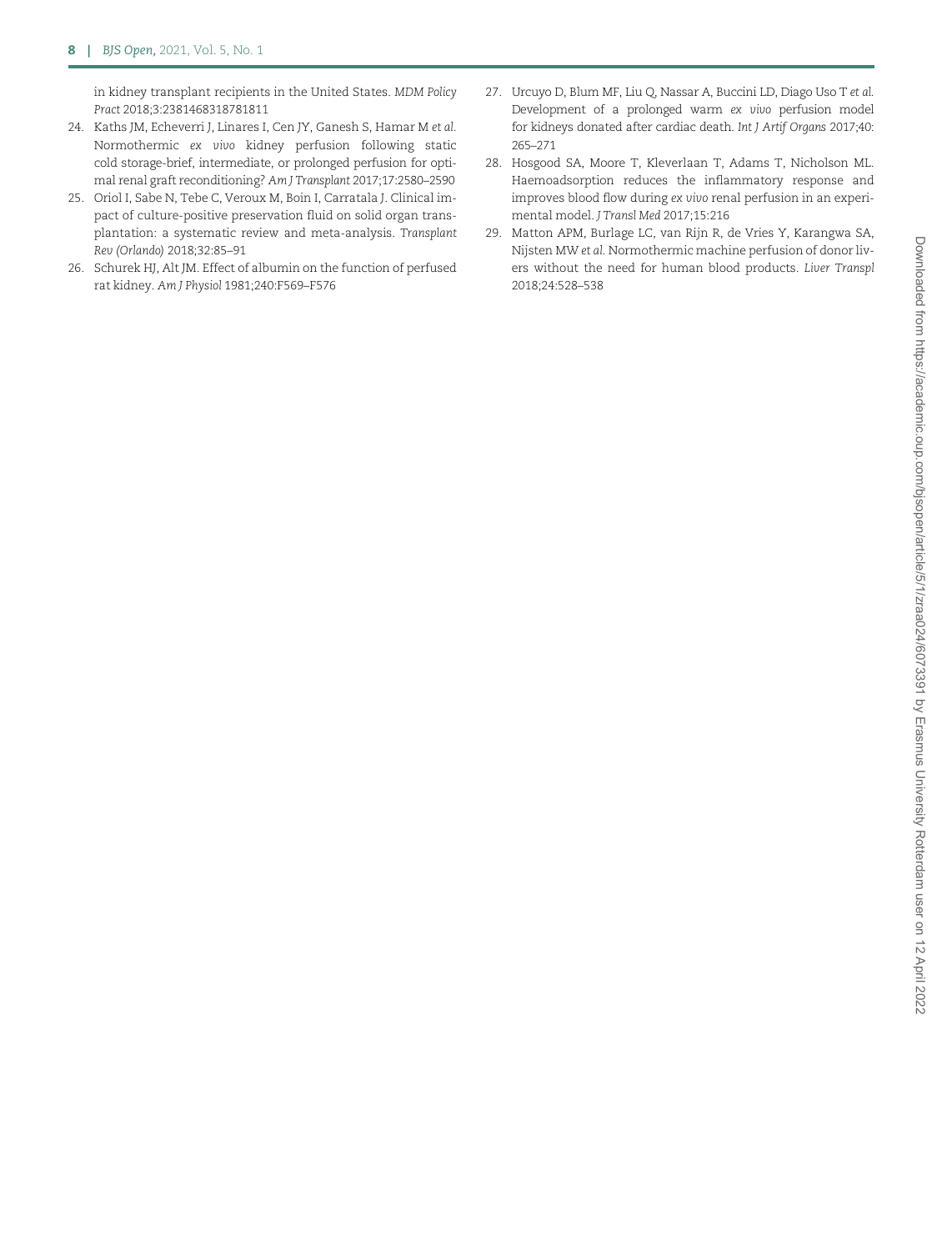in kidney transplant recipients in the United States. *MDM Policy Pract* 2018;3:2381468318781811

24. Kaths JM, Echeverri J, Linares I, Cen JY, Ganesh S, Hamar M *et al.* Normothermic *ex vivo* kidney perfusion following static cold storage-brief, intermediate, or prolonged perfusion for optimal renal graft reconditioning? *Am J Transplant* 2017;17:2580–2590
25. Oriol I, Sabe N, Tebe C, Veroux M, Boin I, Carratala J. Clinical impact of culture-positive preservation fluid on solid organ transplantation: a systematic review and meta-analysis. *Transplant Rev (Orlando)* 2018;32:85–91
26. Schurek HJ, Alt JM. Effect of albumin on the function of perfused rat kidney. *Am J Physiol* 1981;240:F569–F576
27. Urcuyo D, Blum MF, Liu Q, Nassar A, Buccini LD, Diago Uso T *et al.* Development of a prolonged warm *ex vivo* perfusion model for kidneys donated after cardiac death. *Int J Artif Organs* 2017;40: 265–271
28. Hosgood SA, Moore T, Kleverlaan T, Adams T, Nicholson ML. Haemoadsorption reduces the inflammatory response and improves blood flow during *ex vivo* renal perfusion in an experimental model. *J Transl Med* 2017;15:216
29. Matton APM, Burlage LC, van Rijn R, de Vries Y, Karangwa SA, Nijsten MW *et al.* Normothermic machine perfusion of donor livers without the need for human blood products. *Liver Transpl* 2018;24:528–538